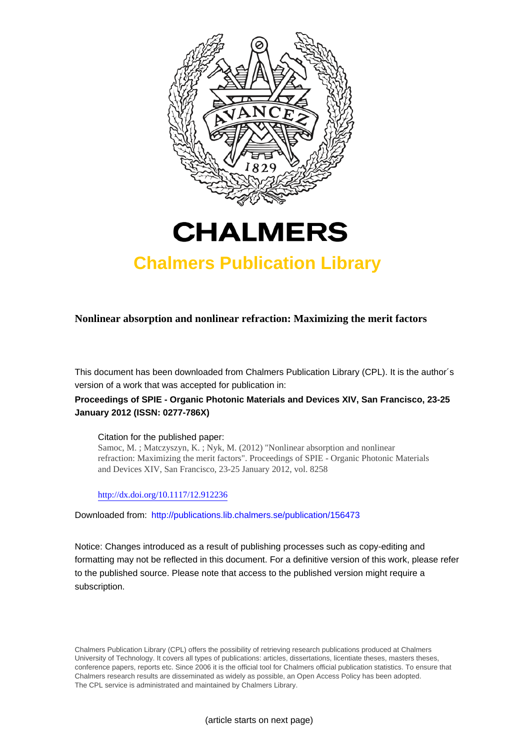# CHALMERS

## Chalmers Publication Library

**Nonlinear absorption and nonlinear refraction: Maximizing the merit factors**

This document has been downloaded from Chalmers Publication Library (CPL). It is the author´s version of a work that was accepted for publication in:

**Proceedings of SPIE - Organic Photonic Materials and Devices XIV, San Francisco, 23-25 January 2012 (ISSN: 0277-786X)**

Citation for the published paper:
Samoc, M. ; Matczyszyn, K. ; Nyk, M. (2012) "Nonlinear absorption and nonlinear refraction: Maximizing the merit factors". Proceedings of SPIE - Organic Photonic Materials and Devices XIV, San Francisco, 23-25 January 2012, vol. 8258

http://dx.doi.org/10.1117/12.912236

Downloaded from: http://publications.lib.chalmers.se/publication/156473

Notice: Changes introduced as a result of publishing processes such as copy-editing and formatting may not be reflected in this document. For a definitive version of this work, please refer to the published source. Please note that access to the published version might require a subscription.

Chalmers Publication Library (CPL) offers the possibility of retrieving research publications produced at Chalmers University of Technology. It covers all types of publications: articles, dissertations, licentiate theses, masters theses, conference papers, reports etc. Since 2006 it is the official tool for Chalmers official publication statistics. To ensure that Chalmers research results are disseminated as widely as possible, an Open Access Policy has been adopted. The CPL service is administrated and maintained by Chalmers Library.

(article starts on next page)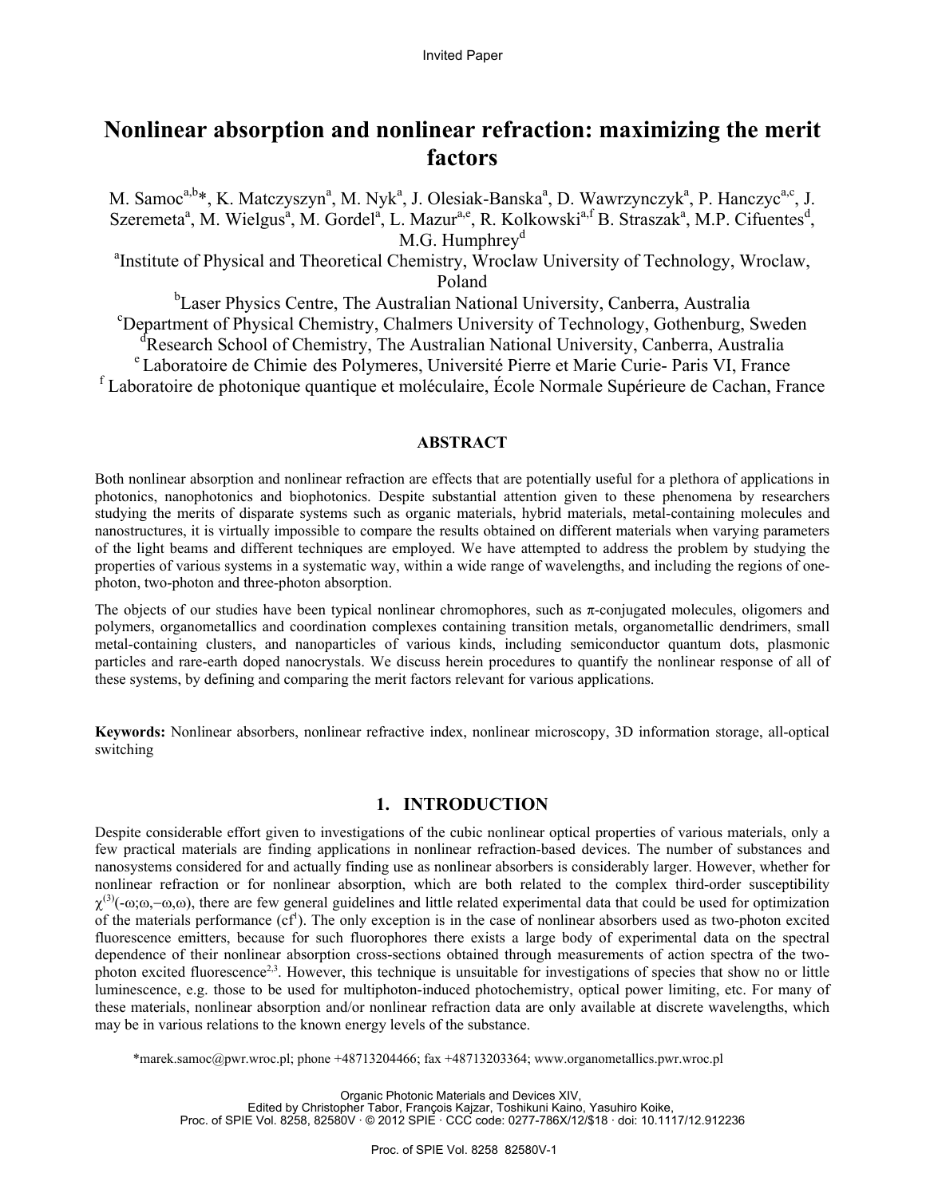Invited Paper

# Nonlinear absorption and nonlinear refraction: maximizing the merit factors

M. Samoc[a,b]*, K. Matczyszyn[a], M. Nyk[a], J. Olesiak-Banska[a], D. Wawrzynczyk[a], P. Hanczyc[a,c], J. Szeremeta[a], M. Wielgus[a], M. Gordel[a], L. Mazur[a,e], R. Kolkowski[a,f] B. Straszak[a], M.P. Cifuentes[d], M.G. Humphrey[d]

[a]Institute of Physical and Theoretical Chemistry, Wroclaw University of Technology, Wroclaw, Poland

[b]Laser Physics Centre, The Australian National University, Canberra, Australia

[c]Department of Physical Chemistry, Chalmers University of Technology, Gothenburg, Sweden

[d]Research School of Chemistry, The Australian National University, Canberra, Australia

[e] Laboratoire de Chimie des Polymeres, Université Pierre et Marie Curie- Paris VI, France

[f] Laboratoire de photonique quantique et moléculaire, École Normale Supérieure de Cachan, France

## ABSTRACT

Both nonlinear absorption and nonlinear refraction are effects that are potentially useful for a plethora of applications in photonics, nanophotonics and biophotonics. Despite substantial attention given to these phenomena by researchers studying the merits of disparate systems such as organic materials, hybrid materials, metal-containing molecules and nanostructures, it is virtually impossible to compare the results obtained on different materials when varying parameters of the light beams and different techniques are employed. We have attempted to address the problem by studying the properties of various systems in a systematic way, within a wide range of wavelengths, and including the regions of one-photon, two-photon and three-photon absorption.

The objects of our studies have been typical nonlinear chromophores, such as π-conjugated molecules, oligomers and polymers, organometallics and coordination complexes containing transition metals, organometallic dendrimers, small metal-containing clusters, and nanoparticles of various kinds, including semiconductor quantum dots, plasmonic particles and rare-earth doped nanocrystals. We discuss herein procedures to quantify the nonlinear response of all of these systems, by defining and comparing the merit factors relevant for various applications.

**Keywords:** Nonlinear absorbers, nonlinear refractive index, nonlinear microscopy, 3D information storage, all-optical switching

## 1. INTRODUCTION

Despite considerable effort given to investigations of the cubic nonlinear optical properties of various materials, only a few practical materials are finding applications in nonlinear refraction-based devices. The number of substances and nanosystems considered for and actually finding use as nonlinear absorbers is considerably larger. However, whether for nonlinear refraction or for nonlinear absorption, which are both related to the complex third-order susceptibility $\chi^{(3)}(-\omega;\omega,-\omega,\omega)$, there are few general guidelines and little related experimental data that could be used for optimization of the materials performance (cf[1]). The only exception is in the case of nonlinear absorbers used as two-photon excited fluorescence emitters, because for such fluorophores there exists a large body of experimental data on the spectral dependence of their nonlinear absorption cross-sections obtained through measurements of action spectra of the two-photon excited fluorescence[2,3]. However, this technique is unsuitable for investigations of species that show no or little luminescence, e.g. those to be used for multiphoton-induced photochemistry, optical power limiting, etc. For many of these materials, nonlinear absorption and/or nonlinear refraction data are only available at discrete wavelengths, which may be in various relations to the known energy levels of the substance.

*marek.samoc@pwr.wroc.pl; phone +48713204466; fax +48713203364; www.organometallics.pwr.wroc.pl

Organic Photonic Materials and Devices XIV, Edited by Christopher Tabor, François Kajzar, Toshikuni Kaino, Yasuhiro Koike, Proc. of SPIE Vol. 8258, 82580V · © 2012 SPIE · CCC code: 0277-786X/12/$18 · doi: 10.1117/12.912236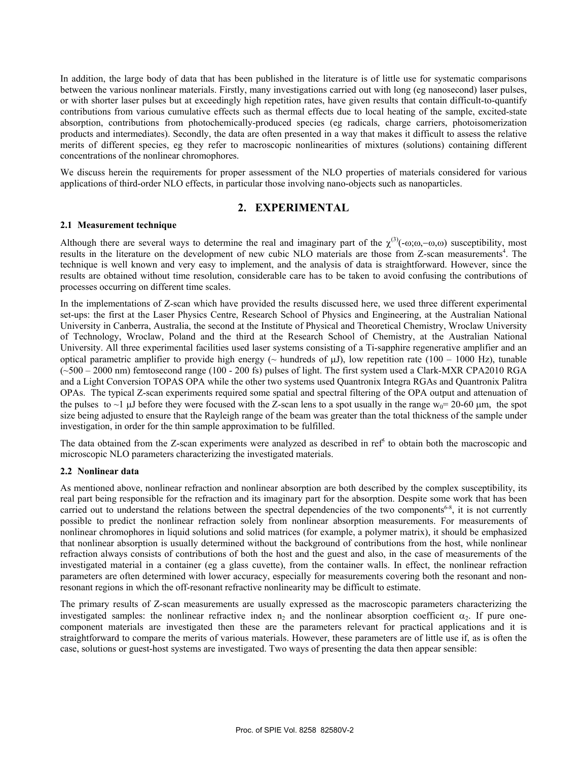In addition, the large body of data that has been published in the literature is of little use for systematic comparisons between the various nonlinear materials. Firstly, many investigations carried out with long (eg nanosecond) laser pulses, or with shorter laser pulses but at exceedingly high repetition rates, have given results that contain difficult-to-quantify contributions from various cumulative effects such as thermal effects due to local heating of the sample, excited-state absorption, contributions from photochemically-produced species (eg radicals, charge carriers, photoisomerization products and intermediates). Secondly, the data are often presented in a way that makes it difficult to assess the relative merits of different species, eg they refer to macroscopic nonlinearities of mixtures (solutions) containing different concentrations of the nonlinear chromophores.

We discuss herein the requirements for proper assessment of the NLO properties of materials considered for various applications of third-order NLO effects, in particular those involving nano-objects such as nanoparticles.

## 2. EXPERIMENTAL

### 2.1 Measurement technique

Although there are several ways to determine the real and imaginary part of the $\chi^{(3)}(-\omega;\omega,-\omega,\omega)$ susceptibility, most results in the literature on the development of new cubic NLO materials are those from Z-scan measurements[4]. The technique is well known and very easy to implement, and the analysis of data is straightforward. However, since the results are obtained without time resolution, considerable care has to be taken to avoid confusing the contributions of processes occurring on different time scales.

In the implementations of Z-scan which have provided the results discussed here, we used three different experimental set-ups: the first at the Laser Physics Centre, Research School of Physics and Engineering, at the Australian National University in Canberra, Australia, the second at the Institute of Physical and Theoretical Chemistry, Wroclaw University of Technology, Wroclaw, Poland and the third at the Research School of Chemistry, at the Australian National University. All three experimental facilities used laser systems consisting of a Ti-sapphire regenerative amplifier and an optical parametric amplifier to provide high energy (~ hundreds of μJ), low repetition rate (100 – 1000 Hz), tunable (~500 – 2000 nm) femtosecond range (100 - 200 fs) pulses of light. The first system used a Clark-MXR CPA2010 RGA and a Light Conversion TOPAS OPA while the other two systems used Quantronix Integra RGAs and Quantronix Palitra OPAs. The typical Z-scan experiments required some spatial and spectral filtering of the OPA output and attenuation of the pulses to ~1 μJ before they were focused with the Z-scan lens to a spot usually in the range $w_0$= 20-60 μm, the spot size being adjusted to ensure that the Rayleigh range of the beam was greater than the total thickness of the sample under investigation, in order for the thin sample approximation to be fulfilled.

The data obtained from the Z-scan experiments were analyzed as described in ref[5] to obtain both the macroscopic and microscopic NLO parameters characterizing the investigated materials.

### 2.2 Nonlinear data

As mentioned above, nonlinear refraction and nonlinear absorption are both described by the complex susceptibility, its real part being responsible for the refraction and its imaginary part for the absorption. Despite some work that has been carried out to understand the relations between the spectral dependencies of the two components[6-8], it is not currently possible to predict the nonlinear refraction solely from nonlinear absorption measurements. For measurements of nonlinear chromophores in liquid solutions and solid matrices (for example, a polymer matrix), it should be emphasized that nonlinear absorption is usually determined without the background of contributions from the host, while nonlinear refraction always consists of contributions of both the host and the guest and also, in the case of measurements of the investigated material in a container (eg a glass cuvette), from the container walls. In effect, the nonlinear refraction parameters are often determined with lower accuracy, especially for measurements covering both the resonant and non-resonant regions in which the off-resonant refractive nonlinearity may be difficult to estimate.

The primary results of Z-scan measurements are usually expressed as the macroscopic parameters characterizing the investigated samples: the nonlinear refractive index $n_2$ and the nonlinear absorption coefficient $\alpha_2$. If pure one-component materials are investigated then these are the parameters relevant for practical applications and it is straightforward to compare the merits of various materials. However, these parameters are of little use if, as is often the case, solutions or guest-host systems are investigated. Two ways of presenting the data then appear sensible: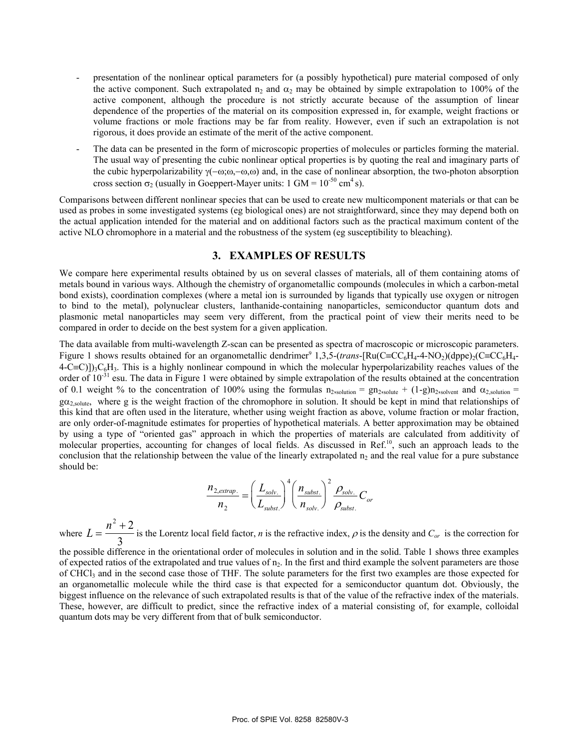- presentation of the nonlinear optical parameters for (a possibly hypothetical) pure material composed of only the active component. Such extrapolated $n_2$ and $\alpha_2$ may be obtained by simple extrapolation to 100% of the active component, although the procedure is not strictly accurate because of the assumption of linear dependence of the properties of the material on its composition expressed in, for example, weight fractions or volume fractions or mole fractions may be far from reality. However, even if such an extrapolation is not rigorous, it does provide an estimate of the merit of the active component.
- The data can be presented in the form of microscopic properties of molecules or particles forming the material. The usual way of presenting the cubic nonlinear optical properties is by quoting the real and imaginary parts of the cubic hyperpolarizability $\gamma(-\omega;\omega,-\omega,\omega)$ and, in the case of nonlinear absorption, the two-photon absorption cross section $\sigma_2$ (usually in Goeppert-Mayer units: 1 GM = $10^{-50}$ $cm^4$ s).

Comparisons between different nonlinear species that can be used to create new multicomponent materials or that can be used as probes in some investigated systems (eg biological ones) are not straightforward, since they may depend both on the actual application intended for the material and on additional factors such as the practical maximum content of the active NLO chromophore in a material and the robustness of the system (eg susceptibility to bleaching).

## 3. EXAMPLES OF RESULTS

We compare here experimental results obtained by us on several classes of materials, all of them containing atoms of metals bound in various ways. Although the chemistry of organometallic compounds (molecules in which a carbon-metal bond exists), coordination complexes (where a metal ion is surrounded by ligands that typically use oxygen or nitrogen to bind to the metal), polynuclear clusters, lanthanide-containing nanoparticles, semiconductor quantum dots and plasmonic metal nanoparticles may seem very different, from the practical point of view their merits need to be compared in order to decide on the best system for a given application.

The data available from multi-wavelength Z-scan can be presented as spectra of macroscopic or microscopic parameters. Figure 1 shows results obtained for an organometallic dendrimer[9] 1,3,5-(*trans*-[Ru($C{\equiv}CC_6H_4$-4-$NO_2$)(dppe)$_2$($C{\equiv}CC_6H_4$-4-$C{\equiv}C$)])$_3$$C_6H_3$. This is a highly nonlinear compound in which the molecular hyperpolarizability reaches values of the order of $10^{-31}$ esu. The data in Figure 1 were obtained by simple extrapolation of the results obtained at the concentration of 0.1 weight % to the concentration of 100% using the formulas $n_{2,solution} = gn_{2,solute} + (1-g)n_{2,solvent}$ and $\alpha_{2,solution} = g\alpha_{2,solute}$, where g is the weight fraction of the chromophore in solution. It should be kept in mind that relationships of this kind that are often used in the literature, whether using weight fraction as above, volume fraction or molar fraction, are only order-of-magnitude estimates for properties of hypothetical materials. A better approximation may be obtained by using a type of "oriented gas" approach in which the properties of materials are calculated from additivity of molecular properties, accounting for changes of local fields. As discussed in Ref.[10], such an approach leads to the conclusion that the relationship between the value of the linearly extrapolated $n_2$ and the real value for a pure substance should be:

$$\frac{n_{2,extrap.}}{n_2} = \left(\frac{L_{solv.}}{L_{subst.}}\right)^4 \left(\frac{n_{subst.}}{n_{solv.}}\right)^2 \frac{\rho_{solv.}}{\rho_{subst.}} C_{or}$$

where $L = \frac{n^2+2}{3}$ is the Lorentz local field factor, $n$ is the refractive index, $\rho$ is the density and $C_{or}$ is the correction for the possible difference in the orientational order of molecules in solution and in the solid. Table 1 shows three examples of expected ratios of the extrapolated and true values of $n_2$. In the first and third example the solvent parameters are those of $CHCl_3$ and in the second case those of THF. The solute parameters for the first two examples are those expected for an organometallic molecule while the third case is that expected for a semiconductor quantum dot. Obviously, the biggest influence on the relevance of such extrapolated results is that of the value of the refractive index of the materials. These, however, are difficult to predict, since the refractive index of a material consisting of, for example, colloidal quantum dots may be very different from that of bulk semiconductor.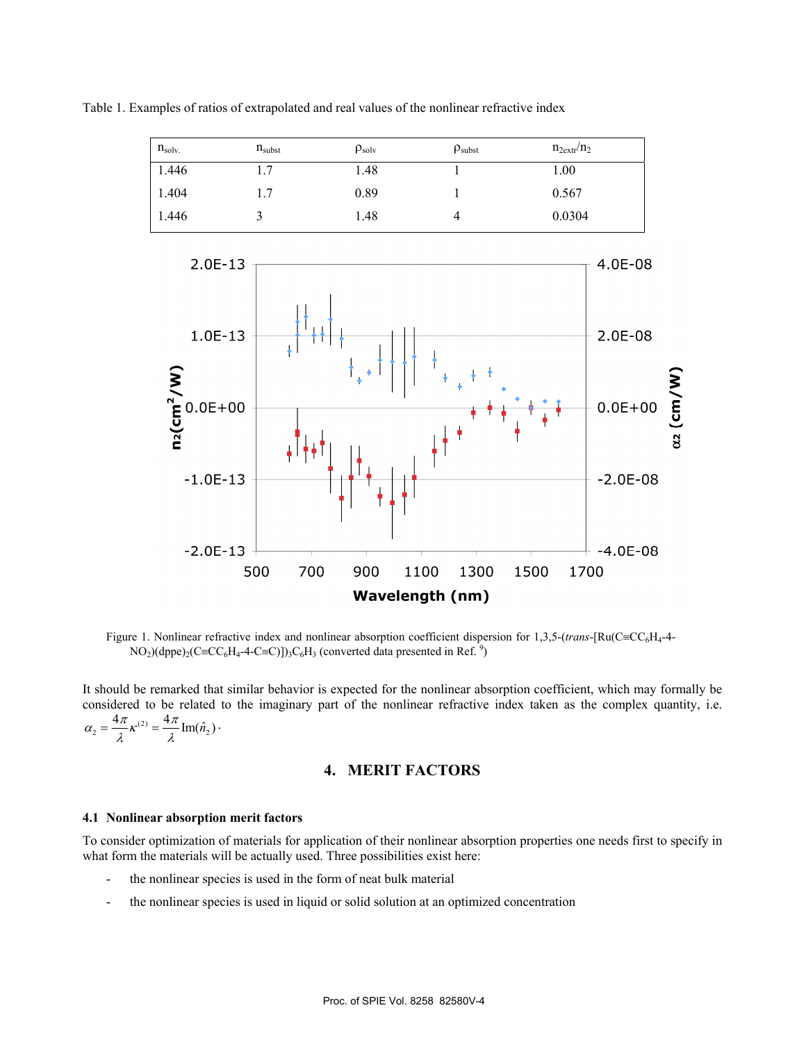Table 1. Examples of ratios of extrapolated and real values of the nonlinear refractive index

| $n_{solv.}$ | $n_{subst}$ | $\rho_{solv}$ | $\rho_{subst}$ | $n_{2extr}/n_2$ |
|---|---|---|---|---|
| 1.446 | 1.7 | 1.48 | 1 | 1.00 |
| 1.404 | 1.7 | 0.89 | 1 | 0.567 |
| 1.446 | 3 | 1.48 | 4 | 0.0304 |

Figure 1. Nonlinear refractive index and nonlinear absorption coefficient dispersion for 1,3,5-(*trans*-[Ru(C≡CC$_6$H$_4$-4-NO$_2$)(dppe)$_2$(C≡CC$_6$H$_4$-4-C≡C)])$_3$C$_6$H$_3$ (converted data presented in Ref. [9])

It should be remarked that similar behavior is expected for the nonlinear absorption coefficient, which may formally be considered to be related to the imaginary part of the nonlinear refractive index taken as the complex quantity, i.e. $\alpha_2 = \frac{4\pi}{\lambda}\kappa^{(2)} = \frac{4\pi}{\lambda}\mathrm{Im}(\hat{n}_2)$.

## 4. MERIT FACTORS

### 4.1 Nonlinear absorption merit factors

To consider optimization of materials for application of their nonlinear absorption properties one needs first to specify in what form the materials will be actually used. Three possibilities exist here:

- the nonlinear species is used in the form of neat bulk material
- the nonlinear species is used in liquid or solid solution at an optimized concentration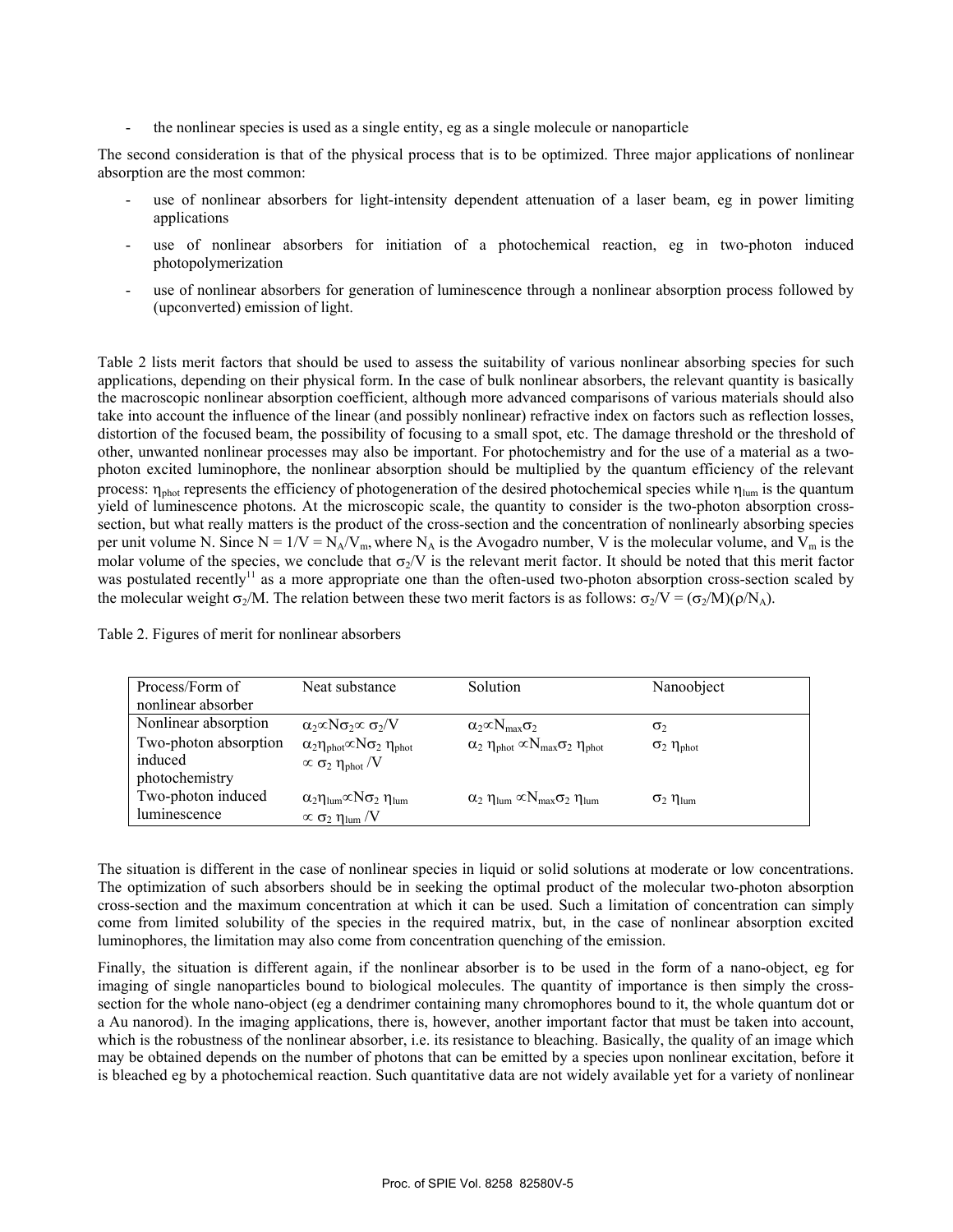- the nonlinear species is used as a single entity, eg as a single molecule or nanoparticle

The second consideration is that of the physical process that is to be optimized. Three major applications of nonlinear absorption are the most common:

- use of nonlinear absorbers for light-intensity dependent attenuation of a laser beam, eg in power limiting applications
- use of nonlinear absorbers for initiation of a photochemical reaction, eg in two-photon induced photopolymerization
- use of nonlinear absorbers for generation of luminescence through a nonlinear absorption process followed by (upconverted) emission of light.

Table 2 lists merit factors that should be used to assess the suitability of various nonlinear absorbing species for such applications, depending on their physical form. In the case of bulk nonlinear absorbers, the relevant quantity is basically the macroscopic nonlinear absorption coefficient, although more advanced comparisons of various materials should also take into account the influence of the linear (and possibly nonlinear) refractive index on factors such as reflection losses, distortion of the focused beam, the possibility of focusing to a small spot, etc. The damage threshold or the threshold of other, unwanted nonlinear processes may also be important. For photochemistry and for the use of a material as a two-photon excited luminophore, the nonlinear absorption should be multiplied by the quantum efficiency of the relevant process: $\eta_{phot}$ represents the efficiency of photogeneration of the desired photochemical species while $\eta_{lum}$ is the quantum yield of luminescence photons. At the microscopic scale, the quantity to consider is the two-photon absorption cross-section, but what really matters is the product of the cross-section and the concentration of nonlinearly absorbing species per unit volume N. Since $N = 1/V = N_A/V_m$, where $N_A$ is the Avogadro number, V is the molecular volume, and $V_m$ is the molar volume of the species, we conclude that $\sigma_2/V$ is the relevant merit factor. It should be noted that this merit factor was postulated recently[11] as a more appropriate one than the often-used two-photon absorption cross-section scaled by the molecular weight $\sigma_2/M$. The relation between these two merit factors is as follows: $\sigma_2/V = (\sigma_2/M)(\rho/N_A)$.

Table 2. Figures of merit for nonlinear absorbers

| Process/Form of nonlinear absorber | Neat substance | Solution | Nanoobject |
|---|---|---|---|
| Nonlinear absorption | $\alpha_2 \propto N\sigma_2 \propto \sigma_2/V$ | $\alpha_2 \propto N_{max}\sigma_2$ | $\sigma_2$ |
| Two-photon absorption induced photochemistry | $\alpha_2\eta_{phot} \propto N\sigma_2\,\eta_{phot} \propto \sigma_2\,\eta_{phot}/V$ | $\alpha_2\,\eta_{phot} \propto N_{max}\sigma_2\,\eta_{phot}$ | $\sigma_2\,\eta_{phot}$ |
| Two-photon induced luminescence | $\alpha_2\eta_{lum} \propto N\sigma_2\,\eta_{lum} \propto \sigma_2\,\eta_{lum}/V$ | $\alpha_2\,\eta_{lum} \propto N_{max}\sigma_2\,\eta_{lum}$ | $\sigma_2\,\eta_{lum}$ |

The situation is different in the case of nonlinear species in liquid or solid solutions at moderate or low concentrations. The optimization of such absorbers should be in seeking the optimal product of the molecular two-photon absorption cross-section and the maximum concentration at which it can be used. Such a limitation of concentration can simply come from limited solubility of the species in the required matrix, but, in the case of nonlinear absorption excited luminophores, the limitation may also come from concentration quenching of the emission.

Finally, the situation is different again, if the nonlinear absorber is to be used in the form of a nano-object, eg for imaging of single nanoparticles bound to biological molecules. The quantity of importance is then simply the cross-section for the whole nano-object (eg a dendrimer containing many chromophores bound to it, the whole quantum dot or a Au nanorod). In the imaging applications, there is, however, another important factor that must be taken into account, which is the robustness of the nonlinear absorber, i.e. its resistance to bleaching. Basically, the quality of an image which may be obtained depends on the number of photons that can be emitted by a species upon nonlinear excitation, before it is bleached eg by a photochemical reaction. Such quantitative data are not widely available yet for a variety of nonlinear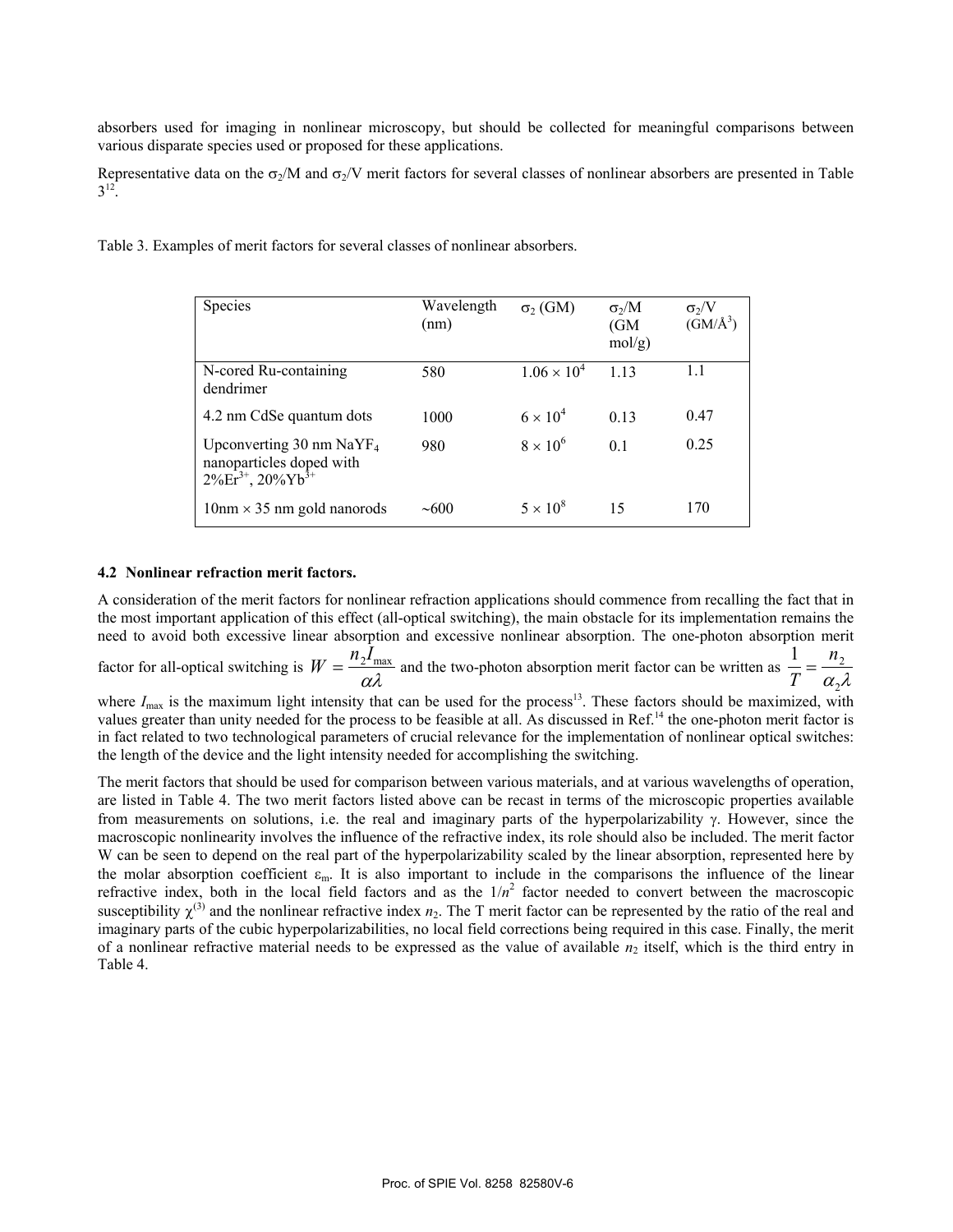absorbers used for imaging in nonlinear microscopy, but should be collected for meaningful comparisons between various disparate species used or proposed for these applications.

Representative data on the $\sigma_2$/M and $\sigma_2$/V merit factors for several classes of nonlinear absorbers are presented in Table 3[12].

Table 3. Examples of merit factors for several classes of nonlinear absorbers.

| Species | Wavelength (nm) | $\sigma_2$ (GM) | $\sigma_2$/M (GM mol/g) | $\sigma_2$/V (GM/Å$^3$) |
|---|---|---|---|---|
| N-cored Ru-containing dendrimer | 580 | $1.06 \times 10^4$ | 1.13 | 1.1 |
| 4.2 nm CdSe quantum dots | 1000 | $6 \times 10^4$ | 0.13 | 0.47 |
| Upconverting 30 nm $NaYF_4$ nanoparticles doped with 2%$Er^{3+}$, 20%$Yb^{3+}$ | 980 | $8 \times 10^6$ | 0.1 | 0.25 |
| 10nm × 35 nm gold nanorods | ~600 | $5 \times 10^8$ | 15 | 170 |

### 4.2 Nonlinear refraction merit factors.

A consideration of the merit factors for nonlinear refraction applications should commence from recalling the fact that in the most important application of this effect (all-optical switching), the main obstacle for its implementation remains the need to avoid both excessive linear absorption and excessive nonlinear absorption. The one-photon absorption merit factor for all-optical switching is $W = \frac{n_2 I_{max}}{\alpha \lambda}$ and the two-photon absorption merit factor can be written as $\frac{1}{T} = \frac{n_2}{\alpha_2 \lambda}$ where $I_{max}$ is the maximum light intensity that can be used for the process[13]. These factors should be maximized, with values greater than unity needed for the process to be feasible at all. As discussed in Ref.[14] the one-photon merit factor is in fact related to two technological parameters of crucial relevance for the implementation of nonlinear optical switches: the length of the device and the light intensity needed for accomplishing the switching.

The merit factors that should be used for comparison between various materials, and at various wavelengths of operation, are listed in Table 4. The two merit factors listed above can be recast in terms of the microscopic properties available from measurements on solutions, i.e. the real and imaginary parts of the hyperpolarizability $\gamma$. However, since the macroscopic nonlinearity involves the influence of the refractive index, its role should also be included. The merit factor W can be seen to depend on the real part of the hyperpolarizability scaled by the linear absorption, represented here by the molar absorption coefficient $\varepsilon_m$. It is also important to include in the comparisons the influence of the linear refractive index, both in the local field factors and as the $1/n^2$ factor needed to convert between the macroscopic susceptibility $\chi^{(3)}$ and the nonlinear refractive index $n_2$. The T merit factor can be represented by the ratio of the real and imaginary parts of the cubic hyperpolarizabilities, no local field corrections being required in this case. Finally, the merit of a nonlinear refractive material needs to be expressed as the value of available $n_2$ itself, which is the third entry in Table 4.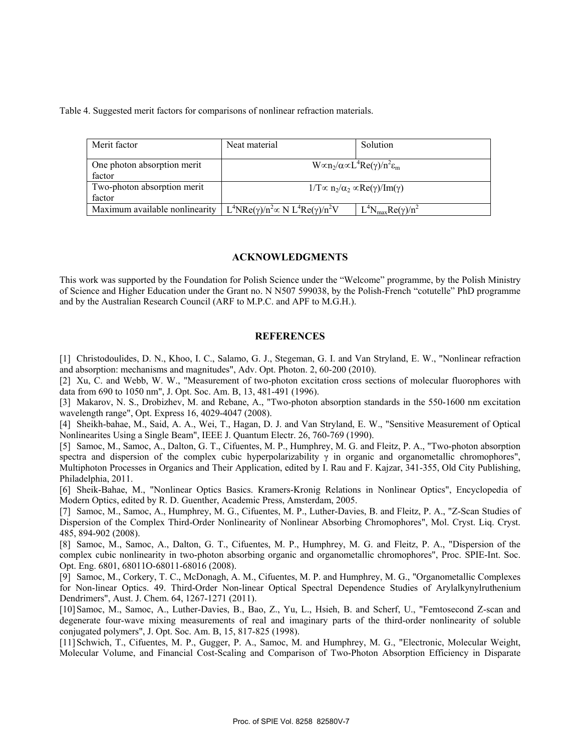Table 4. Suggested merit factors for comparisons of nonlinear refraction materials.

| Merit factor | Neat material | Solution |
|---|---|---|
| One photon absorption merit factor | $W \propto n_2/\alpha \propto L^4 Re(\gamma)/n^2 \varepsilon_m$ | |
| Two-photon absorption merit factor | $1/T \propto n_2/\alpha_2 \propto Re(\gamma)/Im(\gamma)$ | |
| Maximum available nonlinearity | $L^4 N Re(\gamma)/n^2 \propto N\ L^4 Re(\gamma)/n^2 V$ | $L^4 N_{max} Re(\gamma)/n^2$ |

## ACKNOWLEDGMENTS

This work was supported by the Foundation for Polish Science under the "Welcome" programme, by the Polish Ministry of Science and Higher Education under the Grant no. N N507 599038, by the Polish-French "cotutelle" PhD programme and by the Australian Research Council (ARF to M.P.C. and APF to M.G.H.).

## REFERENCES

[1] Christodoulides, D. N., Khoo, I. C., Salamo, G. J., Stegeman, G. I. and Van Stryland, E. W., "Nonlinear refraction and absorption: mechanisms and magnitudes", Adv. Opt. Photon. 2, 60-200 (2010).

[2] Xu, C. and Webb, W. W., "Measurement of two-photon excitation cross sections of molecular fluorophores with data from 690 to 1050 nm", J. Opt. Soc. Am. B, 13, 481-491 (1996).

[3] Makarov, N. S., Drobizhev, M. and Rebane, A., "Two-photon absorption standards in the 550-1600 nm excitation wavelength range", Opt. Express 16, 4029-4047 (2008).

[4] Sheikh-bahae, M., Said, A. A., Wei, T., Hagan, D. J. and Van Stryland, E. W., "Sensitive Measurement of Optical Nonlinearites Using a Single Beam", IEEE J. Quantum Electr. 26, 760-769 (1990).

[5] Samoc, M., Samoc, A., Dalton, G. T., Cifuentes, M. P., Humphrey, M. G. and Fleitz, P. A., "Two-photon absorption spectra and dispersion of the complex cubic hyperpolarizability γ in organic and organometallic chromophores", Multiphoton Processes in Organics and Their Application, edited by I. Rau and F. Kajzar, 341-355, Old City Publishing, Philadelphia, 2011.

[6] Sheik-Bahae, M., "Nonlinear Optics Basics. Kramers-Kronig Relations in Nonlinear Optics", Encyclopedia of Modern Optics, edited by R. D. Guenther, Academic Press, Amsterdam, 2005.

[7] Samoc, M., Samoc, A., Humphrey, M. G., Cifuentes, M. P., Luther-Davies, B. and Fleitz, P. A., "Z-Scan Studies of Dispersion of the Complex Third-Order Nonlinearity of Nonlinear Absorbing Chromophores", Mol. Cryst. Liq. Cryst. 485, 894-902 (2008).

[8] Samoc, M., Samoc, A., Dalton, G. T., Cifuentes, M. P., Humphrey, M. G. and Fleitz, P. A., "Dispersion of the complex cubic nonlinearity in two-photon absorbing organic and organometallic chromophores", Proc. SPIE-Int. Soc. Opt. Eng. 6801, 68011O-68011-68016 (2008).

[9] Samoc, M., Corkery, T. C., McDonagh, A. M., Cifuentes, M. P. and Humphrey, M. G., "Organometallic Complexes for Non-linear Optics. 49. Third-Order Non-linear Optical Spectral Dependence Studies of Arylalkynylruthenium Dendrimers", Aust. J. Chem. 64, 1267-1271 (2011).

[10] Samoc, M., Samoc, A., Luther-Davies, B., Bao, Z., Yu, L., Hsieh, B. and Scherf, U., "Femtosecond Z-scan and degenerate four-wave mixing measurements of real and imaginary parts of the third-order nonlinearity of soluble conjugated polymers", J. Opt. Soc. Am. B, 15, 817-825 (1998).

[11] Schwich, T., Cifuentes, M. P., Gugger, P. A., Samoc, M. and Humphrey, M. G., "Electronic, Molecular Weight, Molecular Volume, and Financial Cost-Scaling and Comparison of Two-Photon Absorption Efficiency in Disparate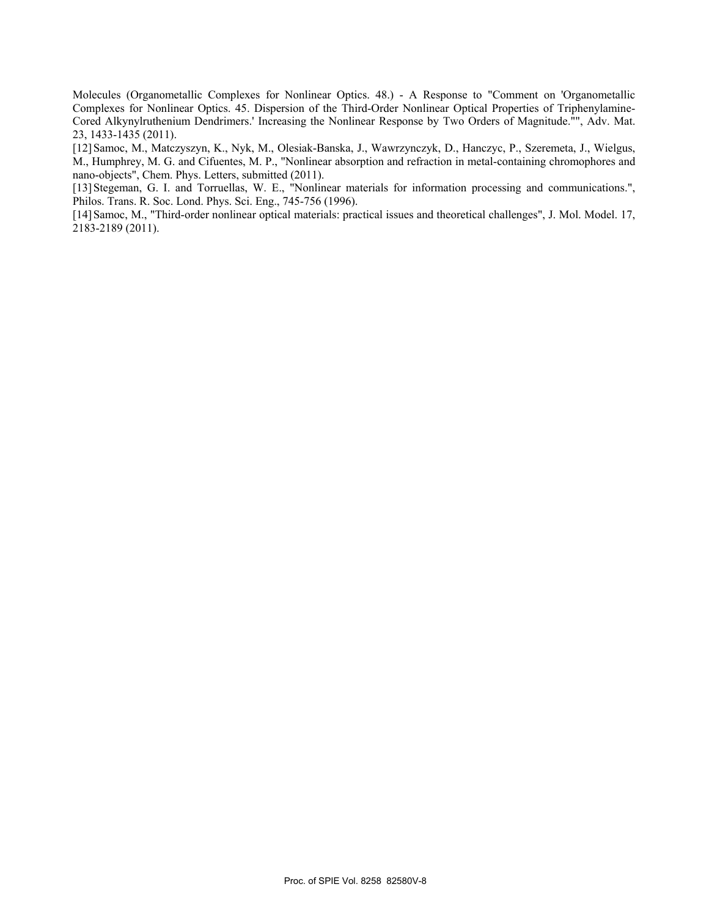Molecules (Organometallic Complexes for Nonlinear Optics. 48.) - A Response to "Comment on 'Organometallic Complexes for Nonlinear Optics. 45. Dispersion of the Third-Order Nonlinear Optical Properties of Triphenylamine-Cored Alkynylruthenium Dendrimers.' Increasing the Nonlinear Response by Two Orders of Magnitude."", Adv. Mat. 23, 1433-1435 (2011).

[12] Samoc, M., Matczyszyn, K., Nyk, M., Olesiak-Banska, J., Wawrzynczyk, D., Hanczyc, P., Szeremeta, J., Wielgus, M., Humphrey, M. G. and Cifuentes, M. P., "Nonlinear absorption and refraction in metal-containing chromophores and nano-objects", Chem. Phys. Letters, submitted (2011).

[13] Stegeman, G. I. and Torruellas, W. E., "Nonlinear materials for information processing and communications.", Philos. Trans. R. Soc. Lond. Phys. Sci. Eng., 745-756 (1996).

[14] Samoc, M., "Third-order nonlinear optical materials: practical issues and theoretical challenges", J. Mol. Model. 17, 2183-2189 (2011).